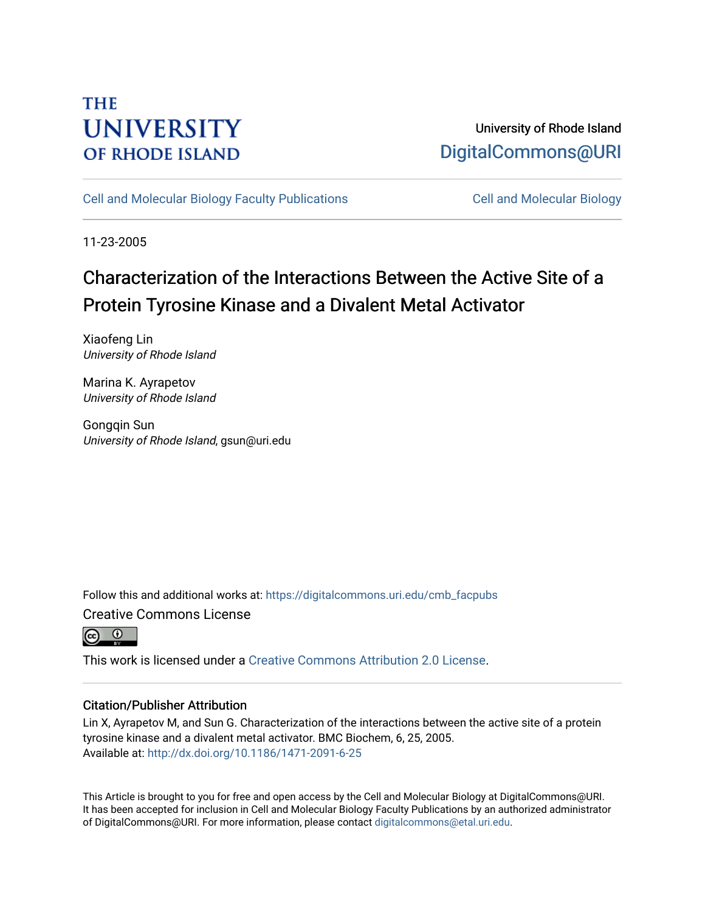THE UNIVERSITY OF RHODE ISLAND

University of Rhode Island
DigitalCommons@URI

Cell and Molecular Biology Faculty Publications | Cell and Molecular Biology

11-23-2005

# Characterization of the Interactions Between the Active Site of a Protein Tyrosine Kinase and a Divalent Metal Activator

Xiaofeng Lin
*University of Rhode Island*

Marina K. Ayrapetov
*University of Rhode Island*

Gongqin Sun
*University of Rhode Island*, gsun@uri.edu

Follow this and additional works at: https://digitalcommons.uri.edu/cmb_facpubs

Creative Commons License

This work is licensed under a Creative Commons Attribution 2.0 License.

## Citation/Publisher Attribution

Lin X, Ayrapetov M, and Sun G. Characterization of the interactions between the active site of a protein tyrosine kinase and a divalent metal activator. BMC Biochem, 6, 25, 2005.
Available at: http://dx.doi.org/10.1186/1471-2091-6-25

This Article is brought to you for free and open access by the Cell and Molecular Biology at DigitalCommons@URI. It has been accepted for inclusion in Cell and Molecular Biology Faculty Publications by an authorized administrator of DigitalCommons@URI. For more information, please contact digitalcommons@etal.uri.edu.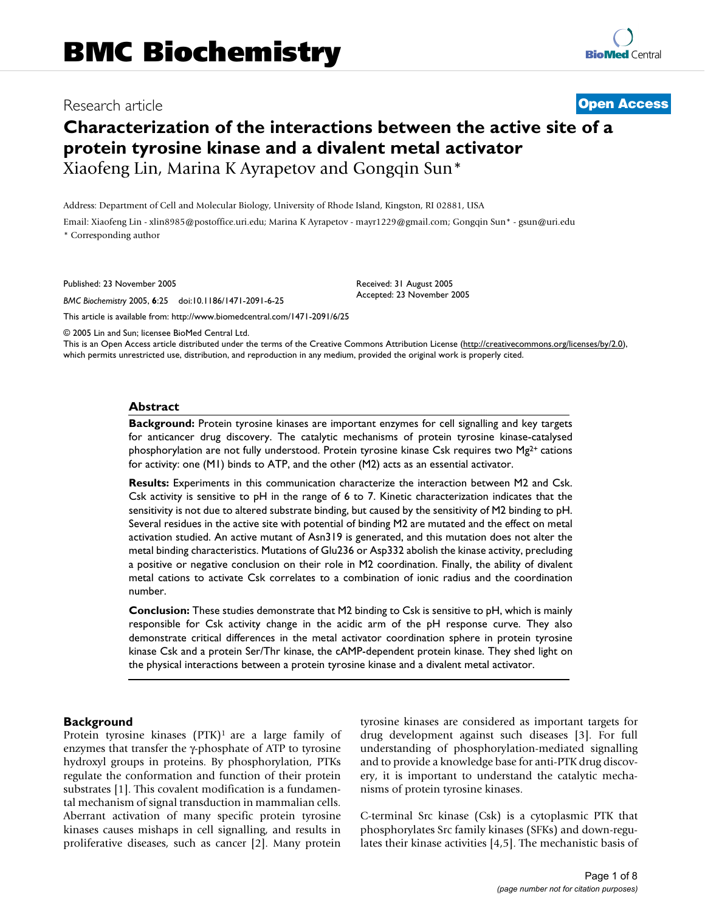# BMC Biochemistry

## Research article

**Open Access**

# Characterization of the interactions between the active site of a protein tyrosine kinase and a divalent metal activator

Xiaofeng Lin, Marina K Ayrapetov and Gongqin Sun*

Address: Department of Cell and Molecular Biology, University of Rhode Island, Kingston, RI 02881, USA

Email: Xiaofeng Lin - xlin8985@postoffice.uri.edu; Marina K Ayrapetov - mayr1229@gmail.com; Gongqin Sun* - gsun@uri.edu

* Corresponding author

Published: 23 November 2005

*BMC Biochemistry* 2005, **6**:25 doi:10.1186/1471-2091-6-25

Received: 31 August 2005
Accepted: 23 November 2005

This article is available from: http://www.biomedcentral.com/1471-2091/6/25

© 2005 Lin and Sun; licensee BioMed Central Ltd.

This is an Open Access article distributed under the terms of the Creative Commons Attribution License (http://creativecommons.org/licenses/by/2.0), which permits unrestricted use, distribution, and reproduction in any medium, provided the original work is properly cited.

## Abstract

**Background:** Protein tyrosine kinases are important enzymes for cell signalling and key targets for anticancer drug discovery. The catalytic mechanisms of protein tyrosine kinase-catalysed phosphorylation are not fully understood. Protein tyrosine kinase Csk requires two $Mg^{2+}$ cations for activity: one (M1) binds to ATP, and the other (M2) acts as an essential activator.

**Results:** Experiments in this communication characterize the interaction between M2 and Csk. Csk activity is sensitive to pH in the range of 6 to 7. Kinetic characterization indicates that the sensitivity is not due to altered substrate binding, but caused by the sensitivity of M2 binding to pH. Several residues in the active site with potential of binding M2 are mutated and the effect on metal activation studied. An active mutant of Asn319 is generated, and this mutation does not alter the metal binding characteristics. Mutations of Glu236 or Asp332 abolish the kinase activity, precluding a positive or negative conclusion on their role in M2 coordination. Finally, the ability of divalent metal cations to activate Csk correlates to a combination of ionic radius and the coordination number.

**Conclusion:** These studies demonstrate that M2 binding to Csk is sensitive to pH, which is mainly responsible for Csk activity change in the acidic arm of the pH response curve. They also demonstrate critical differences in the metal activator coordination sphere in protein tyrosine kinase Csk and a protein Ser/Thr kinase, the cAMP-dependent protein kinase. They shed light on the physical interactions between a protein tyrosine kinase and a divalent metal activator.

## Background

Protein tyrosine kinases (PTK)[1] are a large family of enzymes that transfer the γ-phosphate of ATP to tyrosine hydroxyl groups in proteins. By phosphorylation, PTKs regulate the conformation and function of their protein substrates [1]. This covalent modification is a fundamental mechanism of signal transduction in mammalian cells. Aberrant activation of many specific protein tyrosine kinases causes mishaps in cell signalling, and results in proliferative diseases, such as cancer [2]. Many protein tyrosine kinases are considered as important targets for drug development against such diseases [3]. For full understanding of phosphorylation-mediated signalling and to provide a knowledge base for anti-PTK drug discovery, it is important to understand the catalytic mechanisms of protein tyrosine kinases.

C-terminal Src kinase (Csk) is a cytoplasmic PTK that phosphorylates Src family kinases (SFKs) and down-regulates their kinase activities [4,5]. The mechanistic basis of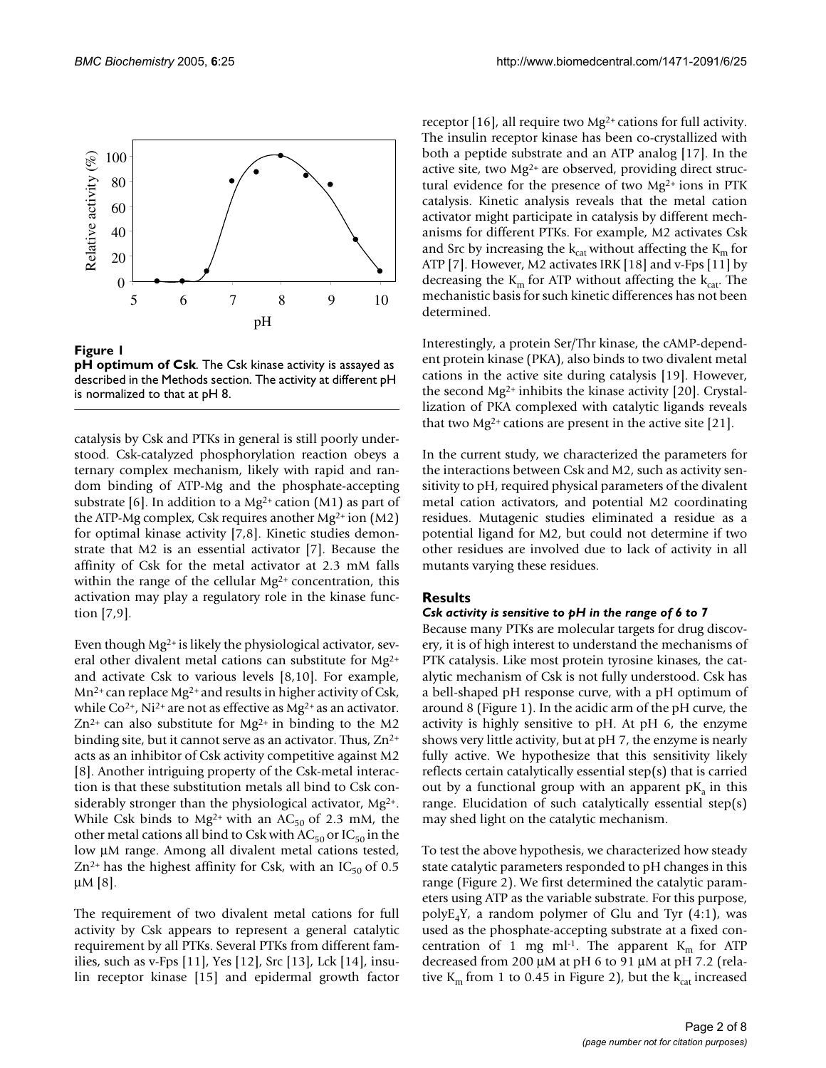**Figure 1**

**pH optimum of Csk**. The Csk kinase activity is assayed as described in the Methods section. The activity at different pH is normalized to that at pH 8.

catalysis by Csk and PTKs in general is still poorly understood. Csk-catalyzed phosphorylation reaction obeys a ternary complex mechanism, likely with rapid and random binding of ATP-Mg and the phosphate-accepting substrate [6]. In addition to a $Mg^{2+}$ cation (M1) as part of the ATP-Mg complex, Csk requires another $Mg^{2+}$ ion (M2) for optimal kinase activity [7,8]. Kinetic studies demonstrate that M2 is an essential activator [7]. Because the affinity of Csk for the metal activator at 2.3 mM falls within the range of the cellular $Mg^{2+}$ concentration, this activation may play a regulatory role in the kinase function [7,9].

Even though $Mg^{2+}$ is likely the physiological activator, several other divalent metal cations can substitute for $Mg^{2+}$ and activate Csk to various levels [8,10]. For example, $Mn^{2+}$ can replace $Mg^{2+}$ and results in higher activity of Csk, while $Co^{2+}$, $Ni^{2+}$ are not as effective as $Mg^{2+}$ as an activator. $Zn^{2+}$ can also substitute for $Mg^{2+}$ in binding to the M2 binding site, but it cannot serve as an activator. Thus, $Zn^{2+}$ acts as an inhibitor of Csk activity competitive against M2 [8]. Another intriguing property of the Csk-metal interaction is that these substitution metals all bind to Csk considerably stronger than the physiological activator, $Mg^{2+}$. While Csk binds to $Mg^{2+}$ with an $AC_{50}$ of 2.3 mM, the other metal cations all bind to Csk with $AC_{50}$ or $IC_{50}$ in the low μM range. Among all divalent metal cations tested, $Zn^{2+}$ has the highest affinity for Csk, with an $IC_{50}$ of 0.5 μM [8].

The requirement of two divalent metal cations for full activity by Csk appears to represent a general catalytic requirement by all PTKs. Several PTKs from different families, such as v-Fps [11], Yes [12], Src [13], Lck [14], insulin receptor kinase [15] and epidermal growth factor receptor [16], all require two $Mg^{2+}$ cations for full activity. The insulin receptor kinase has been co-crystallized with both a peptide substrate and an ATP analog [17]. In the active site, two $Mg^{2+}$ are observed, providing direct structural evidence for the presence of two $Mg^{2+}$ ions in PTK catalysis. Kinetic analysis reveals that the metal cation activator might participate in catalysis by different mechanisms for different PTKs. For example, M2 activates Csk and Src by increasing the $k_{cat}$ without affecting the $K_m$ for ATP [7]. However, M2 activates IRK [18] and v-Fps [11] by decreasing the $K_m$ for ATP without affecting the $k_{cat}$. The mechanistic basis for such kinetic differences has not been determined.

Interestingly, a protein Ser/Thr kinase, the cAMP-dependent protein kinase (PKA), also binds to two divalent metal cations in the active site during catalysis [19]. However, the second $Mg^{2+}$ inhibits the kinase activity [20]. Crystallization of PKA complexed with catalytic ligands reveals that two $Mg^{2+}$ cations are present in the active site [21].

In the current study, we characterized the parameters for the interactions between Csk and M2, such as activity sensitivity to pH, required physical parameters of the divalent metal cation activators, and potential M2 coordinating residues. Mutagenic studies eliminated a residue as a potential ligand for M2, but could not determine if two other residues are involved due to lack of activity in all mutants varying these residues.

## Results

### *Csk activity is sensitive to pH in the range of 6 to 7*

Because many PTKs are molecular targets for drug discovery, it is of high interest to understand the mechanisms of PTK catalysis. Like most protein tyrosine kinases, the catalytic mechanism of Csk is not fully understood. Csk has a bell-shaped pH response curve, with a pH optimum of around 8 (Figure 1). In the acidic arm of the pH curve, the activity is highly sensitive to pH. At pH 6, the enzyme shows very little activity, but at pH 7, the enzyme is nearly fully active. We hypothesize that this sensitivity likely reflects certain catalytically essential step(s) that is carried out by a functional group with an apparent $pK_a$ in this range. Elucidation of such catalytically essential step(s) may shed light on the catalytic mechanism.

To test the above hypothesis, we characterized how steady state catalytic parameters responded to pH changes in this range (Figure 2). We first determined the catalytic parameters using ATP as the variable substrate. For this purpose, $polyE_4Y$, a random polymer of Glu and Tyr (4:1), was used as the phosphate-accepting substrate at a fixed concentration of 1 mg $ml^{-1}$. The apparent $K_m$ for ATP decreased from 200 μM at pH 6 to 91 μM at pH 7.2 (relative $K_m$ from 1 to 0.45 in Figure 2), but the $k_{cat}$ increased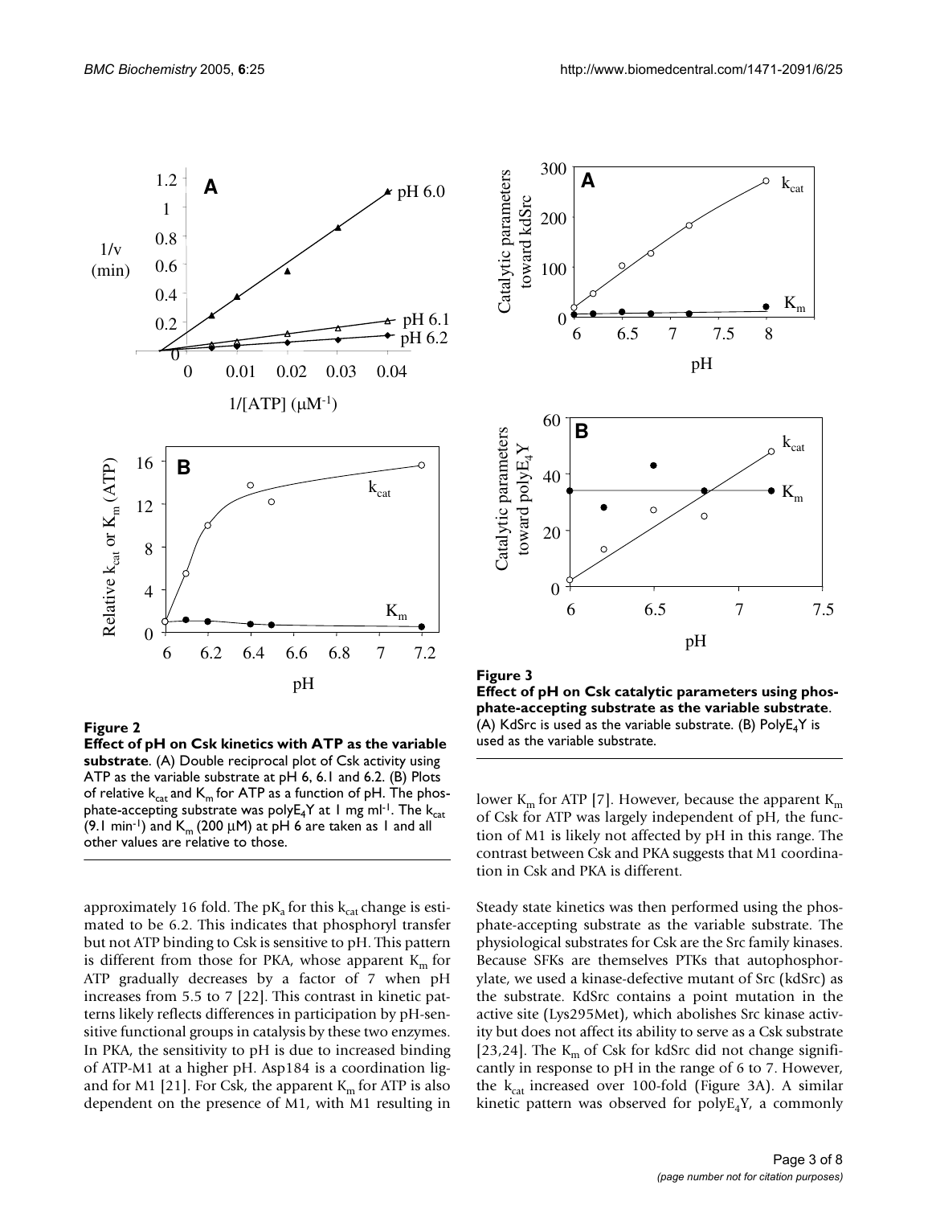**Figure 2**

**Effect of pH on Csk kinetics with ATP as the variable substrate**. (A) Double reciprocal plot of Csk activity using ATP as the variable substrate at pH 6, 6.1 and 6.2. (B) Plots of relative $k_{cat}$ and $K_m$ for ATP as a function of pH. The phosphate-accepting substrate was poly$E_4$Y at 1 mg ml$^{-1}$. The $k_{cat}$ (9.1 min$^{-1}$) and $K_m$ (200 μM) at pH 6 are taken as 1 and all other values are relative to those.

**Figure 3**

**Effect of pH on Csk catalytic parameters using phosphate-accepting substrate as the variable substrate**. (A) KdSrc is used as the variable substrate. (B) Poly$E_4$Y is used as the variable substrate.

approximately 16 fold. The $pK_a$ for this $k_{cat}$ change is estimated to be 6.2. This indicates that phosphoryl transfer but not ATP binding to Csk is sensitive to pH. This pattern is different from those for PKA, whose apparent $K_m$ for ATP gradually decreases by a factor of 7 when pH increases from 5.5 to 7 [22]. This contrast in kinetic patterns likely reflects differences in participation by pH-sensitive functional groups in catalysis by these two enzymes. In PKA, the sensitivity to pH is due to increased binding of ATP-M1 at a higher pH. Asp184 is a coordination ligand for M1 [21]. For Csk, the apparent $K_m$ for ATP is also dependent on the presence of M1, with M1 resulting in lower $K_m$ for ATP [7]. However, because the apparent $K_m$ of Csk for ATP was largely independent of pH, the function of M1 is likely not affected by pH in this range. The contrast between Csk and PKA suggests that M1 coordination in Csk and PKA is different.

Steady state kinetics was then performed using the phosphate-accepting substrate as the variable substrate. The physiological substrates for Csk are the Src family kinases. Because SFKs are themselves PTKs that autophosphorylate, we used a kinase-defective mutant of Src (kdSrc) as the substrate. KdSrc contains a point mutation in the active site (Lys295Met), which abolishes Src kinase activity but does not affect its ability to serve as a Csk substrate [23,24]. The $K_m$ of Csk for kdSrc did not change significantly in response to pH in the range of 6 to 7. However, the $k_{cat}$ increased over 100-fold (Figure 3A). A similar kinetic pattern was observed for poly$E_4$Y, a commonly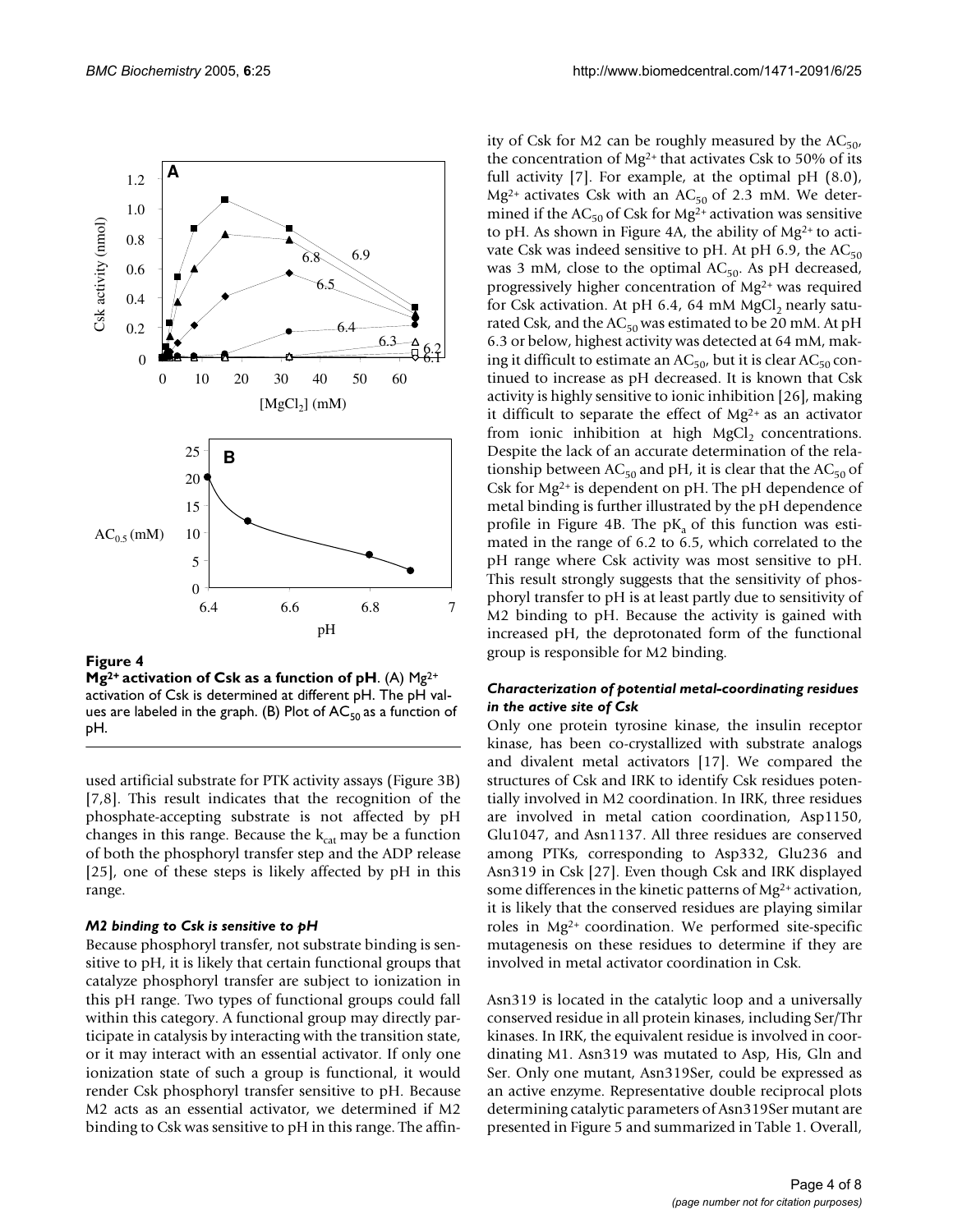**Figure 4**

**$Mg^{2+}$ activation of Csk as a function of pH**. (A) $Mg^{2+}$ activation of Csk is determined at different pH. The pH values are labeled in the graph. (B) Plot of $AC_{50}$ as a function of pH.

used artificial substrate for PTK activity assays (Figure 3B) [7,8]. This result indicates that the recognition of the phosphate-accepting substrate is not affected by pH changes in this range. Because the $k_{cat}$ may be a function of both the phosphoryl transfer step and the ADP release [25], one of these steps is likely affected by pH in this range.

### *M2 binding to Csk is sensitive to pH*

Because phosphoryl transfer, not substrate binding is sensitive to pH, it is likely that certain functional groups that catalyze phosphoryl transfer are subject to ionization in this pH range. Two types of functional groups could fall within this category. A functional group may directly participate in catalysis by interacting with the transition state, or it may interact with an essential activator. If only one ionization state of such a group is functional, it would render Csk phosphoryl transfer sensitive to pH. Because M2 acts as an essential activator, we determined if M2 binding to Csk was sensitive to pH in this range. The affinity of Csk for M2 can be roughly measured by the $AC_{50}$, the concentration of $Mg^{2+}$ that activates Csk to 50% of its full activity [7]. For example, at the optimal pH (8.0), $Mg^{2+}$ activates Csk with an $AC_{50}$ of 2.3 mM. We determined if the $AC_{50}$ of Csk for $Mg^{2+}$ activation was sensitive to pH. As shown in Figure 4A, the ability of $Mg^{2+}$ to activate Csk was indeed sensitive to pH. At pH 6.9, the $AC_{50}$ was 3 mM, close to the optimal $AC_{50}$. As pH decreased, progressively higher concentration of $Mg^{2+}$ was required for Csk activation. At pH 6.4, 64 mM $MgCl_2$ nearly saturated Csk, and the $AC_{50}$ was estimated to be 20 mM. At pH 6.3 or below, highest activity was detected at 64 mM, making it difficult to estimate an $AC_{50}$, but it is clear $AC_{50}$ continued to increase as pH decreased. It is known that Csk activity is highly sensitive to ionic inhibition [26], making it difficult to separate the effect of $Mg^{2+}$ as an activator from ionic inhibition at high $MgCl_2$ concentrations. Despite the lack of an accurate determination of the relationship between $AC_{50}$ and pH, it is clear that the $AC_{50}$ of Csk for $Mg^{2+}$ is dependent on pH. The pH dependence of metal binding is further illustrated by the pH dependence profile in Figure 4B. The $pK_a$ of this function was estimated in the range of 6.2 to 6.5, which correlated to the pH range where Csk activity was most sensitive to pH. This result strongly suggests that the sensitivity of phosphoryl transfer to pH is at least partly due to sensitivity of M2 binding to pH. Because the activity is gained with increased pH, the deprotonated form of the functional group is responsible for M2 binding.

### *Characterization of potential metal-coordinating residues in the active site of Csk*

Only one protein tyrosine kinase, the insulin receptor kinase, has been co-crystallized with substrate analogs and divalent metal activators [17]. We compared the structures of Csk and IRK to identify Csk residues potentially involved in M2 coordination. In IRK, three residues are involved in metal cation coordination, Asp1150, Glu1047, and Asn1137. All three residues are conserved among PTKs, corresponding to Asp332, Glu236 and Asn319 in Csk [27]. Even though Csk and IRK displayed some differences in the kinetic patterns of $Mg^{2+}$ activation, it is likely that the conserved residues are playing similar roles in $Mg^{2+}$ coordination. We performed site-specific mutagenesis on these residues to determine if they are involved in metal activator coordination in Csk.

Asn319 is located in the catalytic loop and a universally conserved residue in all protein kinases, including Ser/Thr kinases. In IRK, the equivalent residue is involved in coordinating M1. Asn319 was mutated to Asp, His, Gln and Ser. Only one mutant, Asn319Ser, could be expressed as an active enzyme. Representative double reciprocal plots determining catalytic parameters of Asn319Ser mutant are presented in Figure 5 and summarized in Table 1. Overall,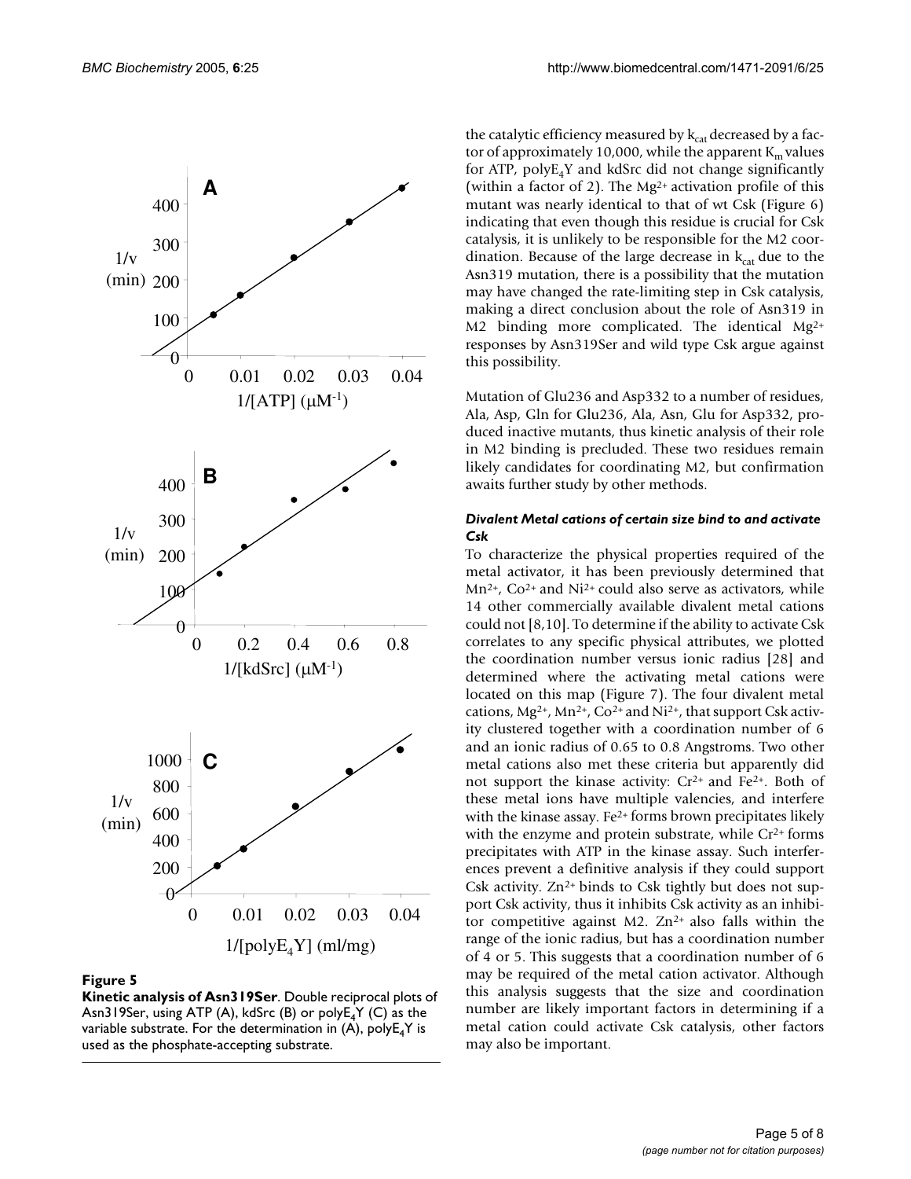**Figure 5**

**Kinetic analysis of Asn319Ser**. Double reciprocal plots of Asn319Ser, using ATP (A), kdSrc (B) or polyE$_4$Y (C) as the variable substrate. For the determination in (A), polyE$_4$Y is used as the phosphate-accepting substrate.

the catalytic efficiency measured by $k_{cat}$ decreased by a factor of approximately 10,000, while the apparent $K_m$ values for ATP, polyE$_4$Y and kdSrc did not change significantly (within a factor of 2). The $Mg^{2+}$ activation profile of this mutant was nearly identical to that of wt Csk (Figure 6) indicating that even though this residue is crucial for Csk catalysis, it is unlikely to be responsible for the M2 coordination. Because of the large decrease in $k_{cat}$ due to the Asn319 mutation, there is a possibility that the mutation may have changed the rate-limiting step in Csk catalysis, making a direct conclusion about the role of Asn319 in M2 binding more complicated. The identical $Mg^{2+}$ responses by Asn319Ser and wild type Csk argue against this possibility.

Mutation of Glu236 and Asp332 to a number of residues, Ala, Asp, Gln for Glu236, Ala, Asn, Glu for Asp332, produced inactive mutants, thus kinetic analysis of their role in M2 binding is precluded. These two residues remain likely candidates for coordinating M2, but confirmation awaits further study by other methods.

### *Divalent Metal cations of certain size bind to and activate Csk*

To characterize the physical properties required of the metal activator, it has been previously determined that $Mn^{2+}$, $Co^{2+}$ and $Ni^{2+}$ could also serve as activators, while 14 other commercially available divalent metal cations could not [8,10]. To determine if the ability to activate Csk correlates to any specific physical attributes, we plotted the coordination number versus ionic radius [28] and determined where the activating metal cations were located on this map (Figure 7). The four divalent metal cations, $Mg^{2+}$, $Mn^{2+}$, $Co^{2+}$ and $Ni^{2+}$, that support Csk activity clustered together with a coordination number of 6 and an ionic radius of 0.65 to 0.8 Angstroms. Two other metal cations also met these criteria but apparently did not support the kinase activity: $Cr^{2+}$ and $Fe^{2+}$. Both of these metal ions have multiple valencies, and interfere with the kinase assay. $Fe^{2+}$ forms brown precipitates likely with the enzyme and protein substrate, while $Cr^{2+}$ forms precipitates with ATP in the kinase assay. Such interferences prevent a definitive analysis if they could support Csk activity. $Zn^{2+}$ binds to Csk tightly but does not support Csk activity, thus it inhibits Csk activity as an inhibitor competitive against M2. $Zn^{2+}$ also falls within the range of the ionic radius, but has a coordination number of 4 or 5. This suggests that a coordination number of 6 may be required of the metal cation activator. Although this analysis suggests that the size and coordination number are likely important factors in determining if a metal cation could activate Csk catalysis, other factors may also be important.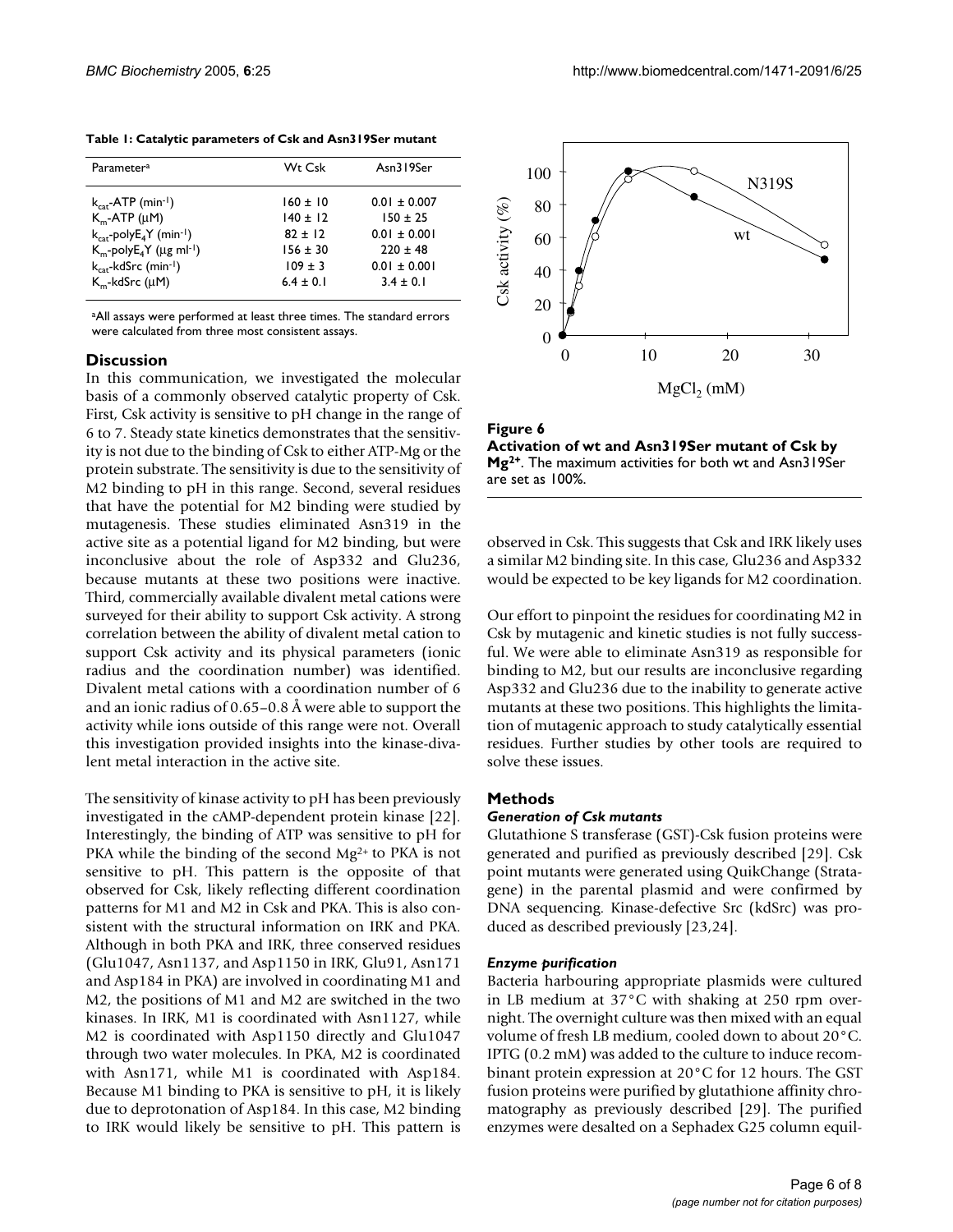**Table 1: Catalytic parameters of Csk and Asn319Ser mutant**

| Parameter[a] | Wt Csk | Asn319Ser |
| --- | --- | --- |
| $k_{cat}$-ATP ($min^{-1}$) | 160 ± 10 | 0.01 ± 0.007 |
| $K_m$-ATP (μM) | 140 ± 12 | 150 ± 25 |
| $k_{cat}$-poly$E_4$Y ($min^{-1}$) | 82 ± 12 | 0.01 ± 0.001 |
| $K_m$-poly$E_4$Y (μg $ml^{-1}$) | 156 ± 30 | 220 ± 48 |
| $k_{cat}$-kdSrc ($min^{-1}$) | 109 ± 3 | 0.01 ± 0.001 |
| $K_m$-kdSrc (μM) | 6.4 ± 0.1 | 3.4 ± 0.1 |

[a]All assays were performed at least three times. The standard errors were calculated from three most consistent assays.

**Figure 6**
**Activation of wt and Asn319Ser mutant of Csk by $Mg^{2+}$**. The maximum activities for both wt and Asn319Ser are set as 100%.

## Discussion

In this communication, we investigated the molecular basis of a commonly observed catalytic property of Csk. First, Csk activity is sensitive to pH change in the range of 6 to 7. Steady state kinetics demonstrates that the sensitivity is not due to the binding of Csk to either ATP-Mg or the protein substrate. The sensitivity is due to the sensitivity of M2 binding to pH in this range. Second, several residues that have the potential for M2 binding were studied by mutagenesis. These studies eliminated Asn319 in the active site as a potential ligand for M2 binding, but were inconclusive about the role of Asp332 and Glu236, because mutants at these two positions were inactive. Third, commercially available divalent metal cations were surveyed for their ability to support Csk activity. A strong correlation between the ability of divalent metal cation to support Csk activity and its physical parameters (ionic radius and the coordination number) was identified. Divalent metal cations with a coordination number of 6 and an ionic radius of 0.65–0.8 Å were able to support the activity while ions outside of this range were not. Overall this investigation provided insights into the kinase-divalent metal interaction in the active site.

The sensitivity of kinase activity to pH has been previously investigated in the cAMP-dependent protein kinase [22]. Interestingly, the binding of ATP was sensitive to pH for PKA while the binding of the second $Mg^{2+}$ to PKA is not sensitive to pH. This pattern is the opposite of that observed for Csk, likely reflecting different coordination patterns for M1 and M2 in Csk and PKA. This is also consistent with the structural information on IRK and PKA. Although in both PKA and IRK, three conserved residues (Glu1047, Asn1137, and Asp1150 in IRK, Glu91, Asn171 and Asp184 in PKA) are involved in coordinating M1 and M2, the positions of M1 and M2 are switched in the two kinases. In IRK, M1 is coordinated with Asn1127, while M2 is coordinated with Asp1150 directly and Glu1047 through two water molecules. In PKA, M2 is coordinated with Asn171, while M1 is coordinated with Asp184. Because M1 binding to PKA is sensitive to pH, it is likely due to deprotonation of Asp184. In this case, M2 binding to IRK would likely be sensitive to pH. This pattern is observed in Csk. This suggests that Csk and IRK likely uses a similar M2 binding site. In this case, Glu236 and Asp332 would be expected to be key ligands for M2 coordination.

Our effort to pinpoint the residues for coordinating M2 in Csk by mutagenic and kinetic studies is not fully successful. We were able to eliminate Asn319 as responsible for binding to M2, but our results are inconclusive regarding Asp332 and Glu236 due to the inability to generate active mutants at these two positions. This highlights the limitation of mutagenic approach to study catalytically essential residues. Further studies by other tools are required to solve these issues.

## Methods

### *Generation of Csk mutants*

Glutathione S transferase (GST)-Csk fusion proteins were generated and purified as previously described [29]. Csk point mutants were generated using QuikChange (Stratagene) in the parental plasmid and were confirmed by DNA sequencing. Kinase-defective Src (kdSrc) was produced as described previously [23,24].

### *Enzyme purification*

Bacteria harbouring appropriate plasmids were cultured in LB medium at 37°C with shaking at 250 rpm overnight. The overnight culture was then mixed with an equal volume of fresh LB medium, cooled down to about 20°C. IPTG (0.2 mM) was added to the culture to induce recombinant protein expression at 20°C for 12 hours. The GST fusion proteins were purified by glutathione affinity chromatography as previously described [29]. The purified enzymes were desalted on a Sephadex G25 column equil-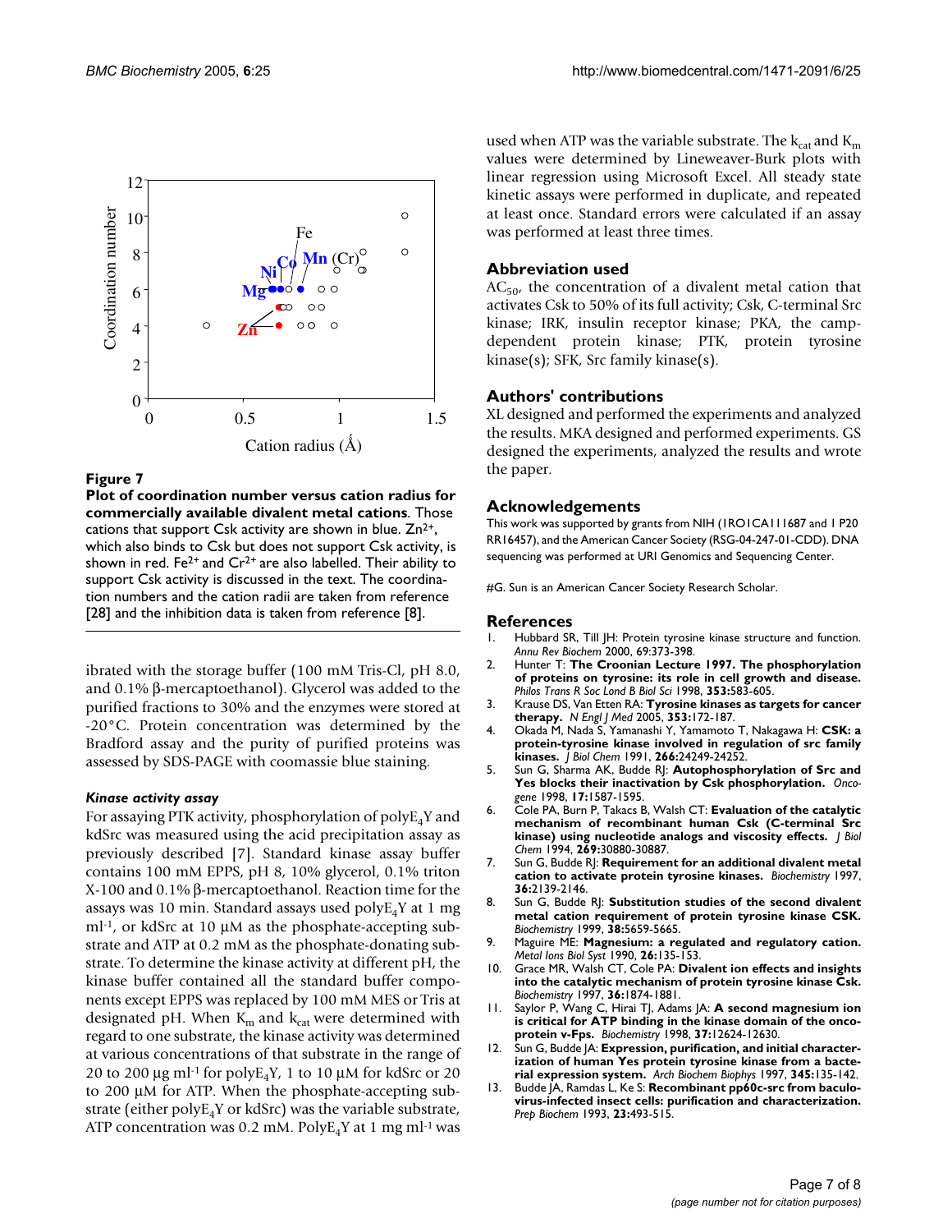**Figure 7**

**Plot of coordination number versus cation radius for commercially available divalent metal cations**. Those cations that support Csk activity are shown in blue. $Zn^{2+}$, which also binds to Csk but does not support Csk activity, is shown in red. $Fe^{2+}$ and $Cr^{2+}$ are also labelled. Their ability to support Csk activity is discussed in the text. The coordination numbers and the cation radii are taken from reference [28] and the inhibition data is taken from reference [8].

ibrated with the storage buffer (100 mM Tris-Cl, pH 8.0, and 0.1% β-mercaptoethanol). Glycerol was added to the purified fractions to 30% and the enzymes were stored at -20°C. Protein concentration was determined by the Bradford assay and the purity of purified proteins was assessed by SDS-PAGE with coomassie blue staining.

### *Kinase activity assay*

For assaying PTK activity, phosphorylation of polyE$_4$Y and kdSrc was measured using the acid precipitation assay as previously described [7]. Standard kinase assay buffer contains 100 mM EPPS, pH 8, 10% glycerol, 0.1% triton X-100 and 0.1% β-mercaptoethanol. Reaction time for the assays was 10 min. Standard assays used polyE$_4$Y at 1 mg ml$^{-1}$, or kdSrc at 10 μM as the phosphate-accepting substrate and ATP at 0.2 mM as the phosphate-donating substrate. To determine the kinase activity at different pH, the kinase buffer contained all the standard buffer components except EPPS was replaced by 100 mM MES or Tris at designated pH. When $K_m$ and $k_{cat}$ were determined with regard to one substrate, the kinase activity was determined at various concentrations of that substrate in the range of 20 to 200 μg ml$^{-1}$ for polyE$_4$Y, 1 to 10 μM for kdSrc or 20 to 200 μM for ATP. When the phosphate-accepting substrate (either polyE$_4$Y or kdSrc) was the variable substrate, ATP concentration was 0.2 mM. PolyE$_4$Y at 1 mg ml$^{-1}$ was used when ATP was the variable substrate. The $k_{cat}$ and $K_m$ values were determined by Lineweaver-Burk plots with linear regression using Microsoft Excel. All steady state kinetic assays were performed in duplicate, and repeated at least once. Standard errors were calculated if an assay was performed at least three times.

## Abbreviation used

AC$_{50}$, the concentration of a divalent metal cation that activates Csk to 50% of its full activity; Csk, C-terminal Src kinase; IRK, insulin receptor kinase; PKA, the camp-dependent protein kinase; PTK, protein tyrosine kinase(s); SFK, Src family kinase(s).

## Authors' contributions

XL designed and performed the experiments and analyzed the results. MKA designed and performed experiments. GS designed the experiments, analyzed the results and wrote the paper.

## Acknowledgements

This work was supported by grants from NIH (1RO1CA111687 and 1 P20 RR16457), and the American Cancer Society (RSG-04-247-01-CDD). DNA sequencing was performed at URI Genomics and Sequencing Center.

#G. Sun is an American Cancer Society Research Scholar.

## References

1. Hubbard SR, Till JH: Protein tyrosine kinase structure and function. *Annu Rev Biochem* 2000, 69:373-398.
2. Hunter T: **The Croonian Lecture 1997. The phosphorylation of proteins on tyrosine: its role in cell growth and disease.** *Philos Trans R Soc Lond B Biol Sci* 1998, **353:**583-605.
3. Krause DS, Van Etten RA: **Tyrosine kinases as targets for cancer therapy.** *N Engl J Med* 2005, **353:**172-187.
4. Okada M, Nada S, Yamanashi Y, Yamamoto T, Nakagawa H: **CSK: a protein-tyrosine kinase involved in regulation of src family kinases.** *J Biol Chem* 1991, **266:**24249-24252.
5. Sun G, Sharma AK, Budde RJ: **Autophosphorylation of Src and Yes blocks their inactivation by Csk phosphorylation.** *Oncogene* 1998, **17:**1587-1595.
6. Cole PA, Burn P, Takacs B, Walsh CT: **Evaluation of the catalytic mechanism of recombinant human Csk (C-terminal Src kinase) using nucleotide analogs and viscosity effects.** *J Biol Chem* 1994, **269:**30880-30887.
7. Sun G, Budde RJ: **Requirement for an additional divalent metal cation to activate protein tyrosine kinases.** *Biochemistry* 1997, **36:**2139-2146.
8. Sun G, Budde RJ: **Substitution studies of the second divalent metal cation requirement of protein tyrosine kinase CSK.** *Biochemistry* 1999, **38:**5659-5665.
9. Maguire ME: **Magnesium: a regulated and regulatory cation.** *Metal Ions Biol Syst* 1990, **26:**135-153.
10. Grace MR, Walsh CT, Cole PA: **Divalent ion effects and insights into the catalytic mechanism of protein tyrosine kinase Csk.** *Biochemistry* 1997, **36:**1874-1881.
11. Saylor P, Wang C, Hirai TJ, Adams JA: **A second magnesium ion is critical for ATP binding in the kinase domain of the oncoprotein v-Fps.** *Biochemistry* 1998, **37:**12624-12630.
12. Sun G, Budde JA: **Expression, purification, and initial characterization of human Yes protein tyrosine kinase from a bacterial expression system.** *Arch Biochem Biophys* 1997, **345:**135-142.
13. Budde JA, Ramdas L, Ke S: **Recombinant pp60c-src from baculovirus-infected insect cells: purification and characterization.** *Prep Biochem* 1993, **23:**493-515.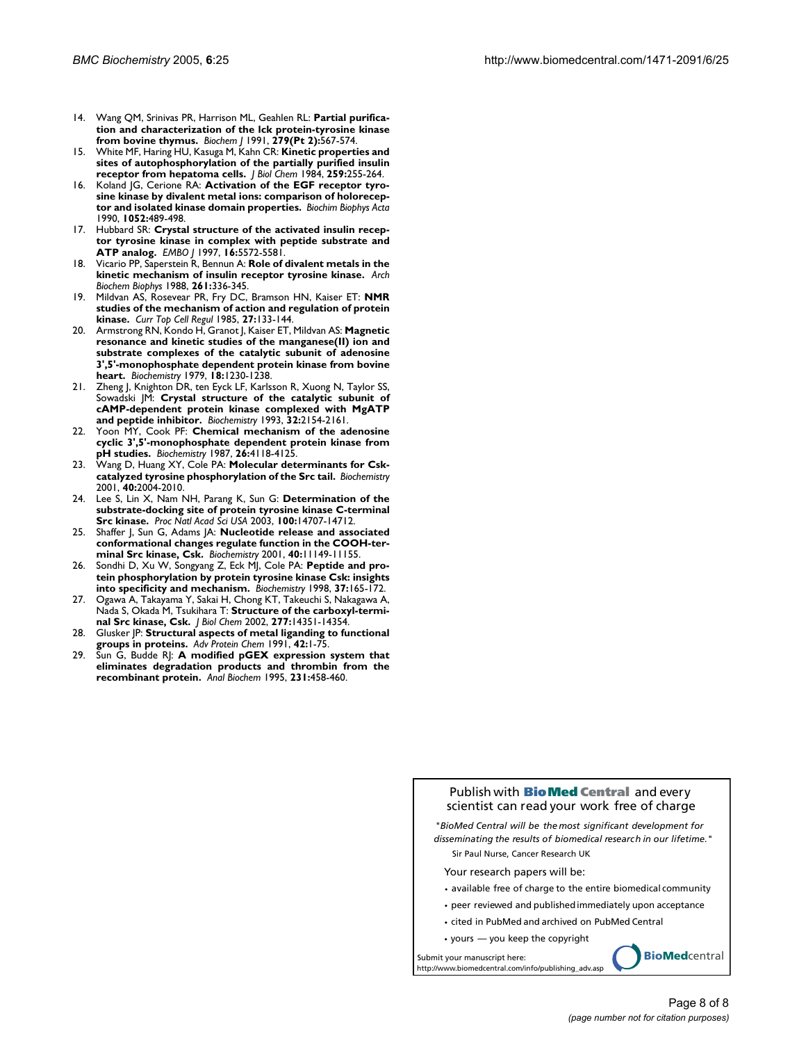14. Wang QM, Srinivas PR, Harrison ML, Geahlen RL: **Partial purification and characterization of the lck protein-tyrosine kinase from bovine thymus.** *Biochem J* 1991, **279(Pt 2):**567-574.
15. White MF, Haring HU, Kasuga M, Kahn CR: **Kinetic properties and sites of autophosphorylation of the partially purified insulin receptor from hepatoma cells.** *J Biol Chem* 1984, **259:**255-264.
16. Koland JG, Cerione RA: **Activation of the EGF receptor tyrosine kinase by divalent metal ions: comparison of holoreceptor and isolated kinase domain properties.** *Biochim Biophys Acta* 1990, **1052:**489-498.
17. Hubbard SR: **Crystal structure of the activated insulin receptor tyrosine kinase in complex with peptide substrate and ATP analog.** *EMBO J* 1997, **16:**5572-5581.
18. Vicario PP, Saperstein R, Bennun A: **Role of divalent metals in the kinetic mechanism of insulin receptor tyrosine kinase.** *Arch Biochem Biophys* 1988, **261:**336-345.
19. Mildvan AS, Rosevear PR, Fry DC, Bramson HN, Kaiser ET: **NMR studies of the mechanism of action and regulation of protein kinase.** *Curr Top Cell Regul* 1985, **27:**133-144.
20. Armstrong RN, Kondo H, Granot J, Kaiser ET, Mildvan AS: **Magnetic resonance and kinetic studies of the manganese(II) ion and substrate complexes of the catalytic subunit of adenosine 3',5'-monophosphate dependent protein kinase from bovine heart.** *Biochemistry* 1979, **18:**1230-1238.
21. Zheng J, Knighton DR, ten Eyck LF, Karlsson R, Xuong N, Taylor SS, Sowadski JM: **Crystal structure of the catalytic subunit of cAMP-dependent protein kinase complexed with MgATP and peptide inhibitor.** *Biochemistry* 1993, **32:**2154-2161.
22. Yoon MY, Cook PF: **Chemical mechanism of the adenosine cyclic 3',5'-monophosphate dependent protein kinase from pH studies.** *Biochemistry* 1987, **26:**4118-4125.
23. Wang D, Huang XY, Cole PA: **Molecular determinants for Csk-catalyzed tyrosine phosphorylation of the Src tail.** *Biochemistry* 2001, **40:**2004-2010.
24. Lee S, Lin X, Nam NH, Parang K, Sun G: **Determination of the substrate-docking site of protein tyrosine kinase C-terminal Src kinase.** *Proc Natl Acad Sci USA* 2003, **100:**14707-14712.
25. Shaffer J, Sun G, Adams JA: **Nucleotide release and associated conformational changes regulate function in the COOH-terminal Src kinase, Csk.** *Biochemistry* 2001, **40:**11149-11155.
26. Sondhi D, Xu W, Songyang Z, Eck MJ, Cole PA: **Peptide and protein phosphorylation by protein tyrosine kinase Csk: insights into specificity and mechanism.** *Biochemistry* 1998, **37:**165-172.
27. Ogawa A, Takayama Y, Sakai H, Chong KT, Takeuchi S, Nakagawa A, Nada S, Okada M, Tsukihara T: **Structure of the carboxyl-terminal Src kinase, Csk.** *J Biol Chem* 2002, **277:**14351-14354.
28. Glusker JP: **Structural aspects of metal liganding to functional groups in proteins.** *Adv Protein Chem* 1991, **42:**1-75.
29. Sun G, Budde RJ: **A modified pGEX expression system that eliminates degradation products and thrombin from the recombinant protein.** *Anal Biochem* 1995, **231:**458-460.

Publish with **BioMed Central** and every scientist can read your work free of charge

*"BioMed Central will be the most significant development for disseminating the results of biomedical research in our lifetime."*

Sir Paul Nurse, Cancer Research UK

Your research papers will be:

- available free of charge to the entire biomedical community
- peer reviewed and published immediately upon acceptance
- cited in PubMed and archived on PubMed Central
- yours — you keep the copyright

Submit your manuscript here:
http://www.biomedcentral.com/info/publishing_adv.asp

BioMedcentral